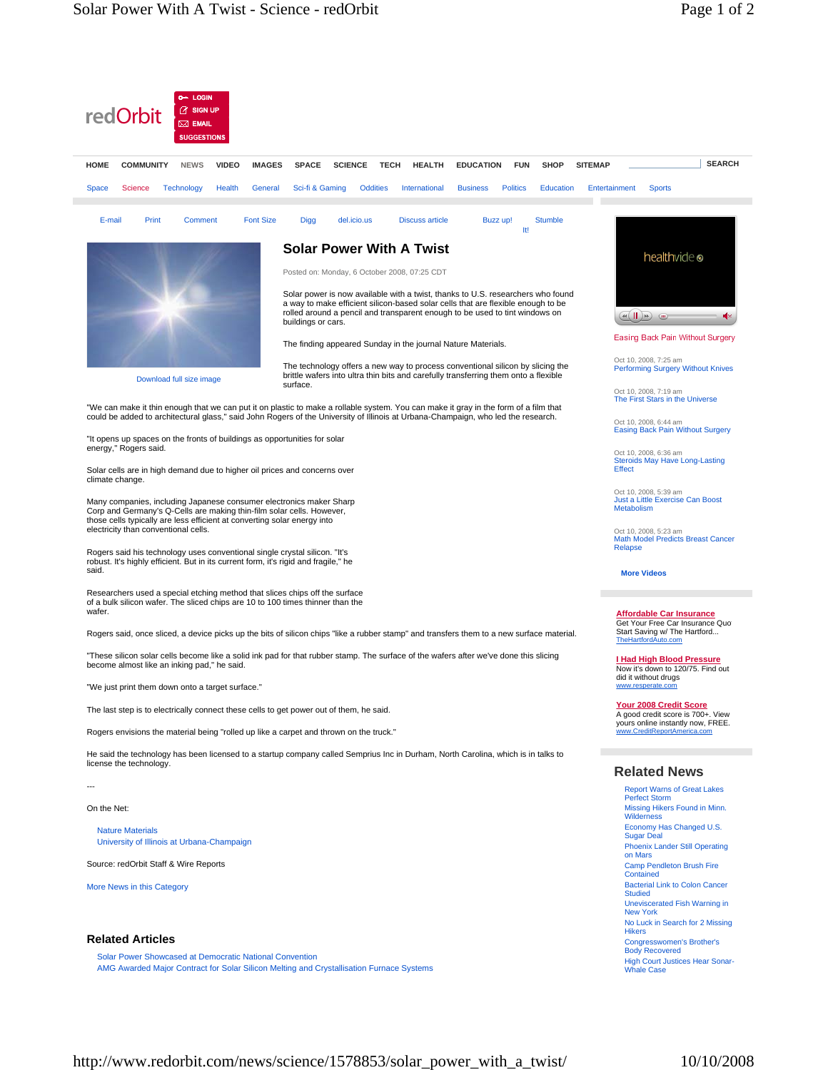redOrbit

LOGIN
SIGN UP
EMAIL
SUGGESTIONS

HOME | COMMUNITY | NEWS | VIDEO | IMAGES | SPACE | SCIENCE | TECH | HEALTH | EDUCATION | FUN | SHOP | SITEMAP | SEARCH

Space | Science | Technology | Health | General | Sci-fi & Gaming | Oddities | International | Business | Politics | Education | Entertainment | Sports

E-mail | Print | Comment | Font Size | Digg | del.icio.us | Discuss article | Buzz up! | Stumble It!

Download full size image

# Solar Power With A Twist

Posted on: Monday, 6 October 2008, 07:25 CDT

Solar power is now available with a twist, thanks to U.S. researchers who found a way to make efficient silicon-based solar cells that are flexible enough to be rolled around a pencil and transparent enough to be used to tint windows on buildings or cars.

The finding appeared Sunday in the journal Nature Materials.

The technology offers a new way to process conventional silicon by slicing the brittle wafers into ultra thin bits and carefully transferring them onto a flexible surface.

"We can make it thin enough that we can put it on plastic to make a rollable system. You can make it gray in the form of a film that could be added to architectural glass," said John Rogers of the University of Illinois at Urbana-Champaign, who led the research.

"It opens up spaces on the fronts of buildings as opportunities for solar energy," Rogers said.

Solar cells are in high demand due to higher oil prices and concerns over climate change.

Many companies, including Japanese consumer electronics maker Sharp Corp and Germany's Q-Cells are making thin-film solar cells. However, those cells typically are less efficient at converting solar energy into electricity than conventional cells.

Rogers said his technology uses conventional single crystal silicon. "It's robust. It's highly efficient. But in its current form, it's rigid and fragile," he said.

Researchers used a special etching method that slices chips off the surface of a bulk silicon wafer. The sliced chips are 10 to 100 times thinner than the wafer.

Rogers said, once sliced, a device picks up the bits of silicon chips "like a rubber stamp" and transfers them to a new surface material.

"These silicon solar cells become like a solid ink pad for that rubber stamp. The surface of the wafers after we've done this slicing become almost like an inking pad," he said.

"We just print them down onto a target surface."

The last step is to electrically connect these cells to get power out of them, he said.

Rogers envisions the material being "rolled up like a carpet and thrown on the truck."

He said the technology has been licensed to a startup company called Semprius Inc in Durham, North Carolina, which is in talks to license the technology.

---

On the Net:

- Nature Materials
- University of Illinois at Urbana-Champaign

Source: redOrbit Staff & Wire Reports

More News in this Category

## Related Articles

- Solar Power Showcased at Democratic National Convention
- AMG Awarded Major Contract for Solar Silicon Melting and Crystallisation Furnace Systems

healthvideo

Easing Back Pain Without Surgery

Oct 10, 2008, 7:25 am
Performing Surgery Without Knives

Oct 10, 2008, 7:19 am
The First Stars in the Universe

Oct 10, 2008, 6:44 am
Easing Back Pain Without Surgery

Oct 10, 2008, 6:36 am
Steroids May Have Long-Lasting Effect

Oct 10, 2008, 5:39 am
Just a Little Exercise Can Boost Metabolism

Oct 10, 2008, 5:23 am
Math Model Predicts Breast Cancer Relapse

More Videos

**Affordable Car Insurance**
Get Your Free Car Insurance Quo Start Saving w/ The Hartford...
TheHartfordAuto.com

**I Had High Blood Pressure**
Now it's down to 120/75. Find out did it without drugs
www.resperate.com

**Your 2008 Credit Score**
A good credit score is 700+. View yours online instantly now, FREE.
www.CreditReportAmerica.com

## Related News

- Report Warns of Great Lakes Perfect Storm
- Missing Hikers Found in Minn. Wilderness
- Economy Has Changed U.S. Sugar Deal
- Phoenix Lander Still Operating on Mars
- Camp Pendleton Brush Fire Contained
- Bacterial Link to Colon Cancer Studied
- Uneviscerated Fish Warning in New York
- No Luck in Search for 2 Missing Hikers
- Congresswomen's Brother's Body Recovered
- High Court Justices Hear Sonar-Whale Case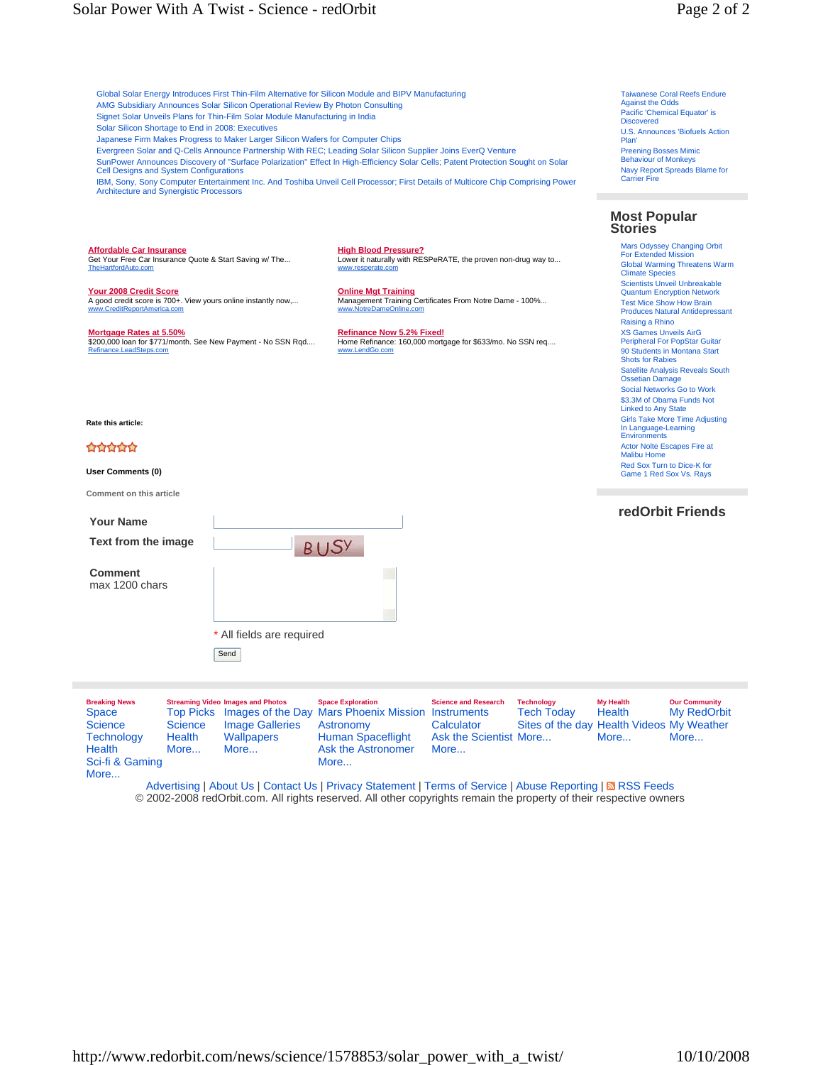Global Solar Energy Introduces First Thin-Film Alternative for Silicon Module and BIPV Manufacturing
AMG Subsidiary Announces Solar Silicon Operational Review By Photon Consulting
Signet Solar Unveils Plans for Thin-Film Solar Module Manufacturing in India
Solar Silicon Shortage to End in 2008: Executives
Japanese Firm Makes Progress to Maker Larger Silicon Wafers for Computer Chips
Evergreen Solar and Q-Cells Announce Partnership With REC; Leading Solar Silicon Supplier Joins EverQ Venture
SunPower Announces Discovery of "Surface Polarization" Effect In High-Efficiency Solar Cells; Patent Protection Sought on Solar Cell Designs and System Configurations
IBM, Sony, Sony Computer Entertainment Inc. And Toshiba Unveil Cell Processor; First Details of Multicore Chip Comprising Power Architecture and Synergistic Processors

**Affordable Car Insurance**
Get Your Free Car Insurance Quote & Start Saving w/ The...
TheHartfordAuto.com

**High Blood Pressure?**
Lower it naturally with RESPeRATE, the proven non-drug way to...
www.resperate.com

**Your 2008 Credit Score**
A good credit score is 700+. View yours online instantly now,...
www.CreditReportAmerica.com

**Online Mgt Training**
Management Training Certificates From Notre Dame - 100%...
www.NotreDameOnline.com

**Mortgage Rates at 5.50%**
$200,000 loan for $771/month. See New Payment - No SSN Rqd....
Refinance.LeadSteps.com

**Refinance Now 5.2% Fixed!**
Home Refinance: 160,000 mortgage for $633/mo. No SSN req....
www.LendGo.com

**Rate this article:**

**User Comments (0)**

Comment on this article

**Your Name**

**Text from the image**

**Comment**
max 1200 chars

\* All fields are required

Send

Taiwanese Coral Reefs Endure Against the Odds
Pacific 'Chemical Equator' is Discovered
U.S. Announces 'Biofuels Action Plan'
Preening Bosses Mimic Behaviour of Monkeys
Navy Report Spreads Blame for Carrier Fire

## Most Popular Stories

Mars Odyssey Changing Orbit For Extended Mission
Global Warming Threatens Warm Climate Species
Scientists Unveil Unbreakable Quantum Encryption Network
Test Mice Show How Brain Produces Natural Antidepressant
Raising a Rhino
XS Games Unveils AirG Peripheral For PopStar Guitar
90 Students in Montana Start Shots for Rabies
Satellite Analysis Reveals South Ossetian Damage
Social Networks Go to Work
$3.3M of Obama Funds Not Linked to Any State
Girls Take More Time Adjusting In Language-Learning Environments
Actor Nolte Escapes Fire at Malibu Home
Red Sox Turn to Dice-K for Game 1 Red Sox Vs. Rays

## redOrbit Friends

| Breaking News | Streaming Video | Images and Photos | Space Exploration | Science and Research | Technology | My Health | Our Community |
|---|---|---|---|---|---|---|---|
| Space | Top Picks | Images of the Day | Mars Phoenix Mission | Instruments | Tech Today | Health | My RedOrbit |
| Science | Science | Image Galleries | Astronomy | Calculator | Sites of the day | Health Videos | My Weather |
| Technology | Health | Wallpapers | Human Spaceflight | Ask the Scientist | More... | More... | More... |
| Health | More... | More... | Ask the Astronomer | More... | | | |
| Sci-fi & Gaming | | | More... | | | | |
| More... | | | | | | | |

Advertising | About Us | Contact Us | Privacy Statement | Terms of Service | Abuse Reporting | RSS Feeds
© 2002-2008 redOrbit.com. All rights reserved. All other copyrights remain the property of their respective owners